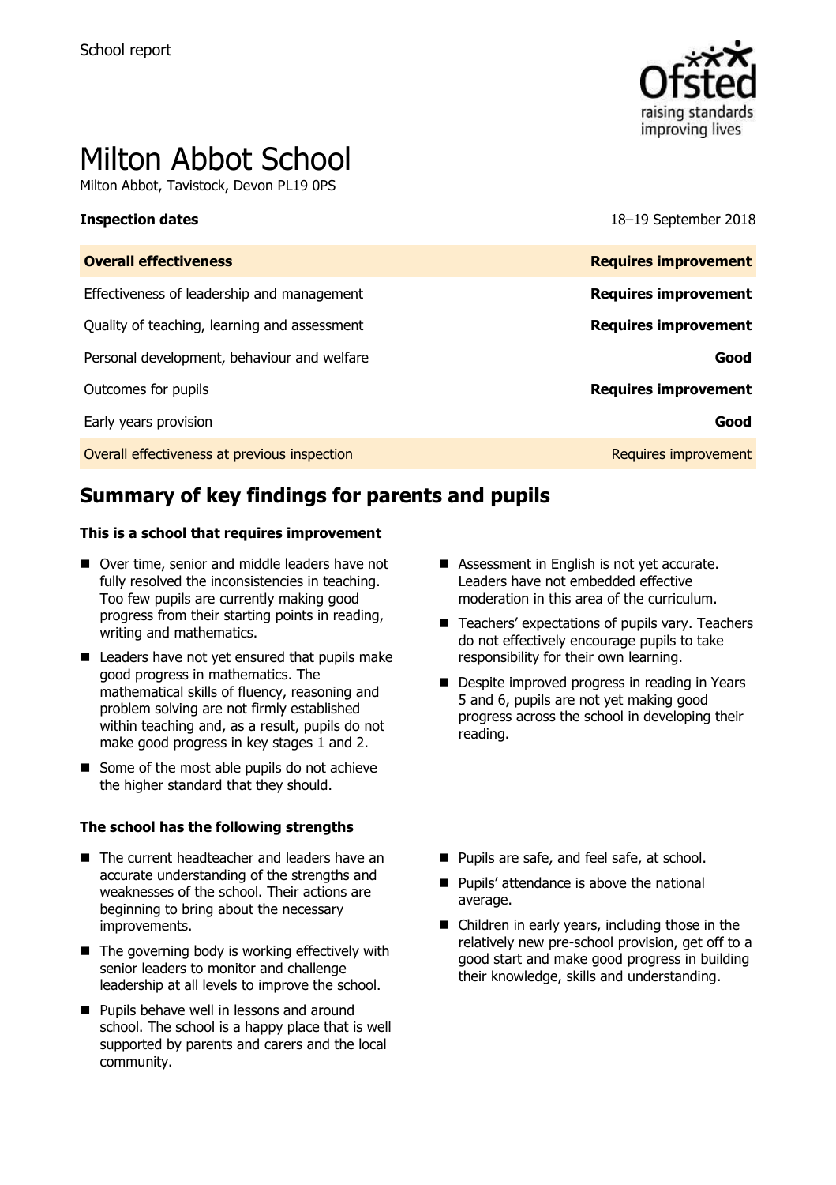School report

# Milton Abbot School

Milton Abbot, Tavistock, Devon PL19 0PS

| **Inspection dates** | 18–19 September 2018 |
| --- | --- |
| **Overall effectiveness** | **Requires improvement** |
| Effectiveness of leadership and management | **Requires improvement** |
| Quality of teaching, learning and assessment | **Requires improvement** |
| Personal development, behaviour and welfare | **Good** |
| Outcomes for pupils | **Requires improvement** |
| Early years provision | **Good** |
| Overall effectiveness at previous inspection | Requires improvement |

## Summary of key findings for parents and pupils

**This is a school that requires improvement**

- Over time, senior and middle leaders have not fully resolved the inconsistencies in teaching. Too few pupils are currently making good progress from their starting points in reading, writing and mathematics.
- Leaders have not yet ensured that pupils make good progress in mathematics. The mathematical skills of fluency, reasoning and problem solving are not firmly established within teaching and, as a result, pupils do not make good progress in key stages 1 and 2.
- Some of the most able pupils do not achieve the higher standard that they should.
- Assessment in English is not yet accurate. Leaders have not embedded effective moderation in this area of the curriculum.
- Teachers' expectations of pupils vary. Teachers do not effectively encourage pupils to take responsibility for their own learning.
- Despite improved progress in reading in Years 5 and 6, pupils are not yet making good progress across the school in developing their reading.

**The school has the following strengths**

- The current headteacher and leaders have an accurate understanding of the strengths and weaknesses of the school. Their actions are beginning to bring about the necessary improvements.
- The governing body is working effectively with senior leaders to monitor and challenge leadership at all levels to improve the school.
- Pupils behave well in lessons and around school. The school is a happy place that is well supported by parents and carers and the local community.
- Pupils are safe, and feel safe, at school.
- Pupils' attendance is above the national average.
- Children in early years, including those in the relatively new pre-school provision, get off to a good start and make good progress in building their knowledge, skills and understanding.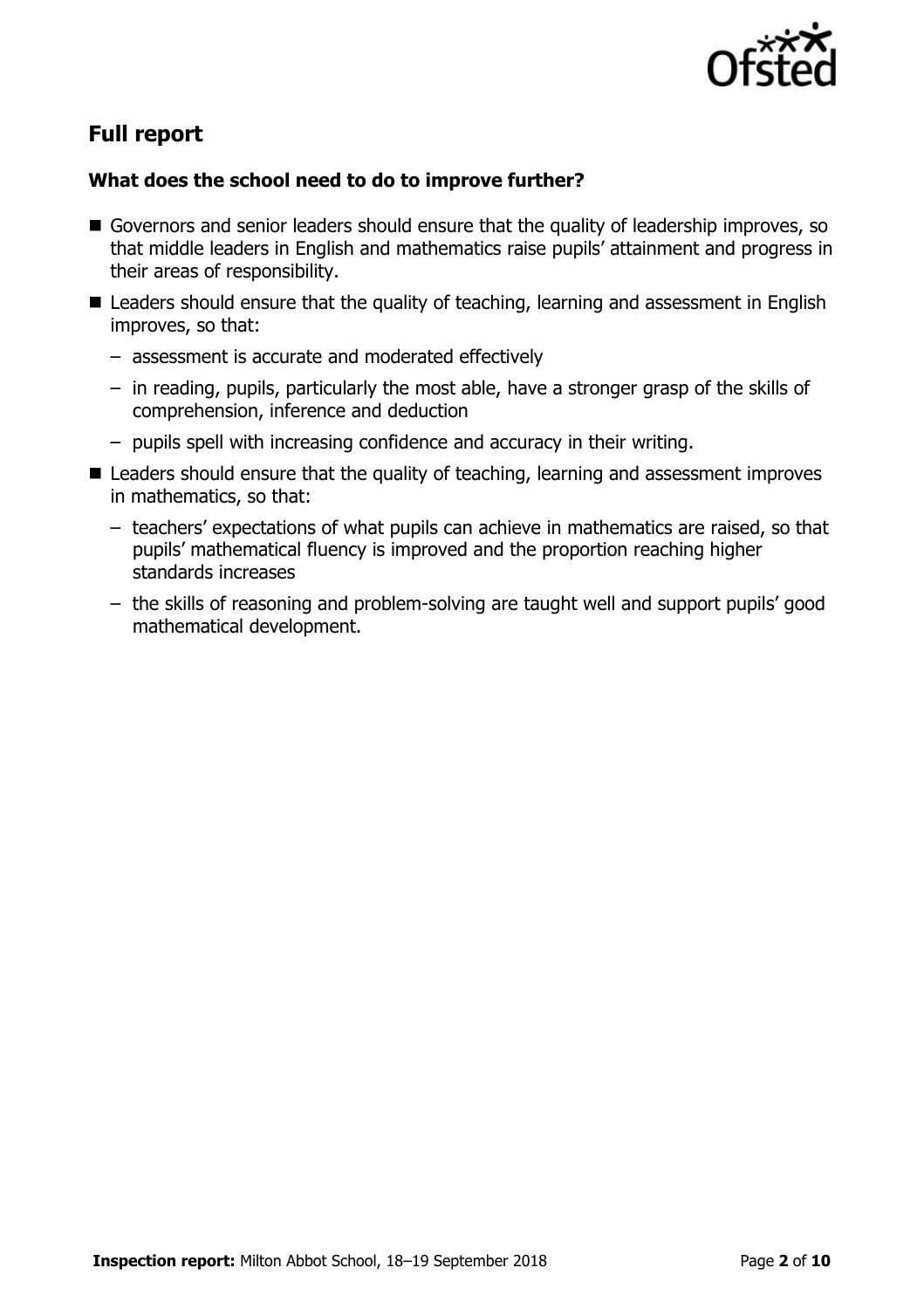## Full report

### What does the school need to do to improve further?

- Governors and senior leaders should ensure that the quality of leadership improves, so that middle leaders in English and mathematics raise pupils' attainment and progress in their areas of responsibility.
- Leaders should ensure that the quality of teaching, learning and assessment in English improves, so that:
  - assessment is accurate and moderated effectively
  - in reading, pupils, particularly the most able, have a stronger grasp of the skills of comprehension, inference and deduction
  - pupils spell with increasing confidence and accuracy in their writing.
- Leaders should ensure that the quality of teaching, learning and assessment improves in mathematics, so that:
  - teachers' expectations of what pupils can achieve in mathematics are raised, so that pupils' mathematical fluency is improved and the proportion reaching higher standards increases
  - the skills of reasoning and problem-solving are taught well and support pupils' good mathematical development.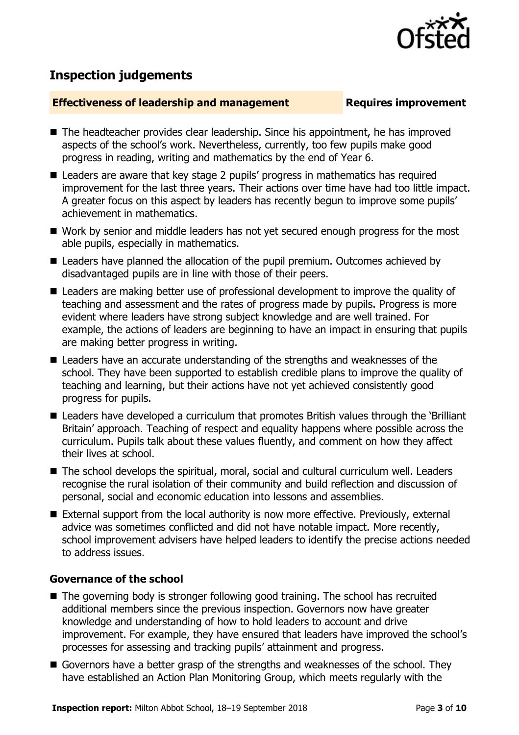## Inspection judgements

| **Effectiveness of leadership and management** | **Requires improvement** |
| --- | --- |

- The headteacher provides clear leadership. Since his appointment, he has improved aspects of the school's work. Nevertheless, currently, too few pupils make good progress in reading, writing and mathematics by the end of Year 6.
- Leaders are aware that key stage 2 pupils' progress in mathematics has required improvement for the last three years. Their actions over time have had too little impact. A greater focus on this aspect by leaders has recently begun to improve some pupils' achievement in mathematics.
- Work by senior and middle leaders has not yet secured enough progress for the most able pupils, especially in mathematics.
- Leaders have planned the allocation of the pupil premium. Outcomes achieved by disadvantaged pupils are in line with those of their peers.
- Leaders are making better use of professional development to improve the quality of teaching and assessment and the rates of progress made by pupils. Progress is more evident where leaders have strong subject knowledge and are well trained. For example, the actions of leaders are beginning to have an impact in ensuring that pupils are making better progress in writing.
- Leaders have an accurate understanding of the strengths and weaknesses of the school. They have been supported to establish credible plans to improve the quality of teaching and learning, but their actions have not yet achieved consistently good progress for pupils.
- Leaders have developed a curriculum that promotes British values through the 'Brilliant Britain' approach. Teaching of respect and equality happens where possible across the curriculum. Pupils talk about these values fluently, and comment on how they affect their lives at school.
- The school develops the spiritual, moral, social and cultural curriculum well. Leaders recognise the rural isolation of their community and build reflection and discussion of personal, social and economic education into lessons and assemblies.
- External support from the local authority is now more effective. Previously, external advice was sometimes conflicted and did not have notable impact. More recently, school improvement advisers have helped leaders to identify the precise actions needed to address issues.

### Governance of the school

- The governing body is stronger following good training. The school has recruited additional members since the previous inspection. Governors now have greater knowledge and understanding of how to hold leaders to account and drive improvement. For example, they have ensured that leaders have improved the school's processes for assessing and tracking pupils' attainment and progress.
- Governors have a better grasp of the strengths and weaknesses of the school. They have established an Action Plan Monitoring Group, which meets regularly with the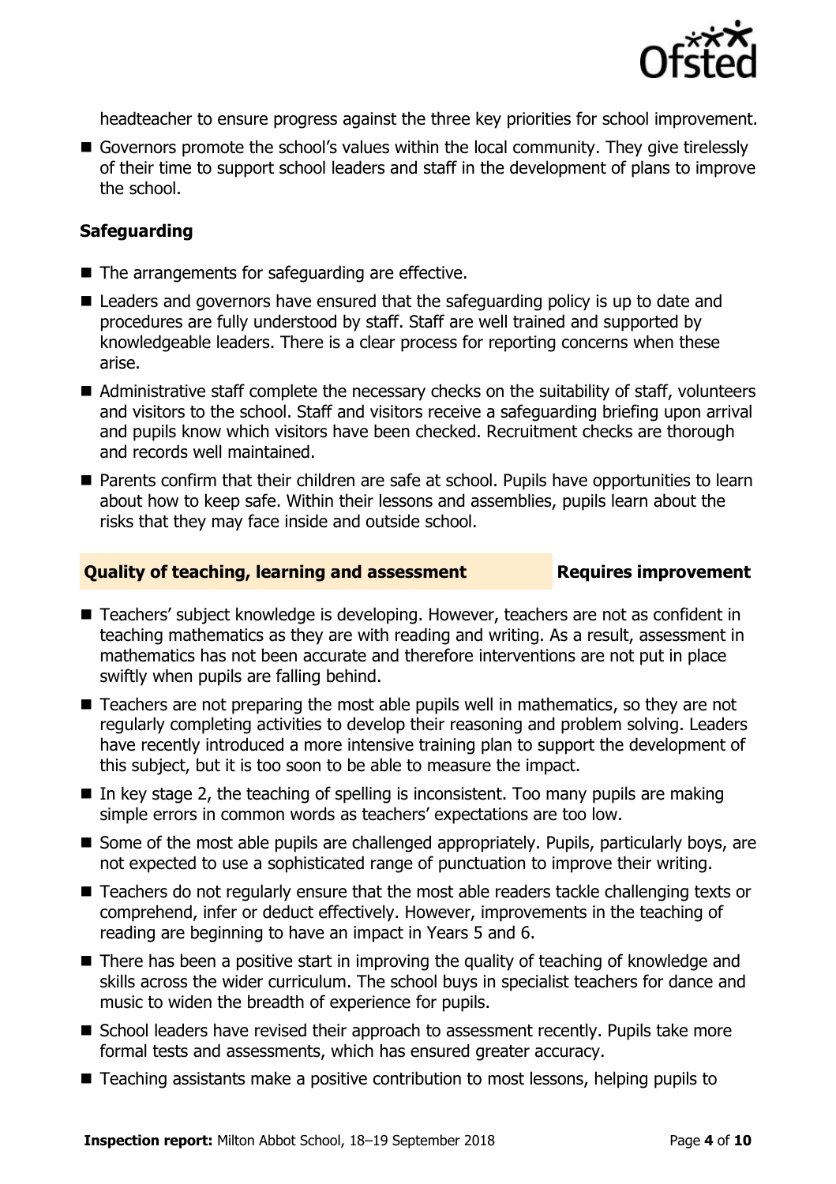headteacher to ensure progress against the three key priorities for school improvement.

- Governors promote the school's values within the local community. They give tirelessly of their time to support school leaders and staff in the development of plans to improve the school.

### Safeguarding

- The arrangements for safeguarding are effective.
- Leaders and governors have ensured that the safeguarding policy is up to date and procedures are fully understood by staff. Staff are well trained and supported by knowledgeable leaders. There is a clear process for reporting concerns when these arise.
- Administrative staff complete the necessary checks on the suitability of staff, volunteers and visitors to the school. Staff and visitors receive a safeguarding briefing upon arrival and pupils know which visitors have been checked. Recruitment checks are thorough and records well maintained.
- Parents confirm that their children are safe at school. Pupils have opportunities to learn about how to keep safe. Within their lessons and assemblies, pupils learn about the risks that they may face inside and outside school.

## Quality of teaching, learning and assessment — Requires improvement

- Teachers' subject knowledge is developing. However, teachers are not as confident in teaching mathematics as they are with reading and writing. As a result, assessment in mathematics has not been accurate and therefore interventions are not put in place swiftly when pupils are falling behind.
- Teachers are not preparing the most able pupils well in mathematics, so they are not regularly completing activities to develop their reasoning and problem solving. Leaders have recently introduced a more intensive training plan to support the development of this subject, but it is too soon to be able to measure the impact.
- In key stage 2, the teaching of spelling is inconsistent. Too many pupils are making simple errors in common words as teachers' expectations are too low.
- Some of the most able pupils are challenged appropriately. Pupils, particularly boys, are not expected to use a sophisticated range of punctuation to improve their writing.
- Teachers do not regularly ensure that the most able readers tackle challenging texts or comprehend, infer or deduct effectively. However, improvements in the teaching of reading are beginning to have an impact in Years 5 and 6.
- There has been a positive start in improving the quality of teaching of knowledge and skills across the wider curriculum. The school buys in specialist teachers for dance and music to widen the breadth of experience for pupils.
- School leaders have revised their approach to assessment recently. Pupils take more formal tests and assessments, which has ensured greater accuracy.
- Teaching assistants make a positive contribution to most lessons, helping pupils to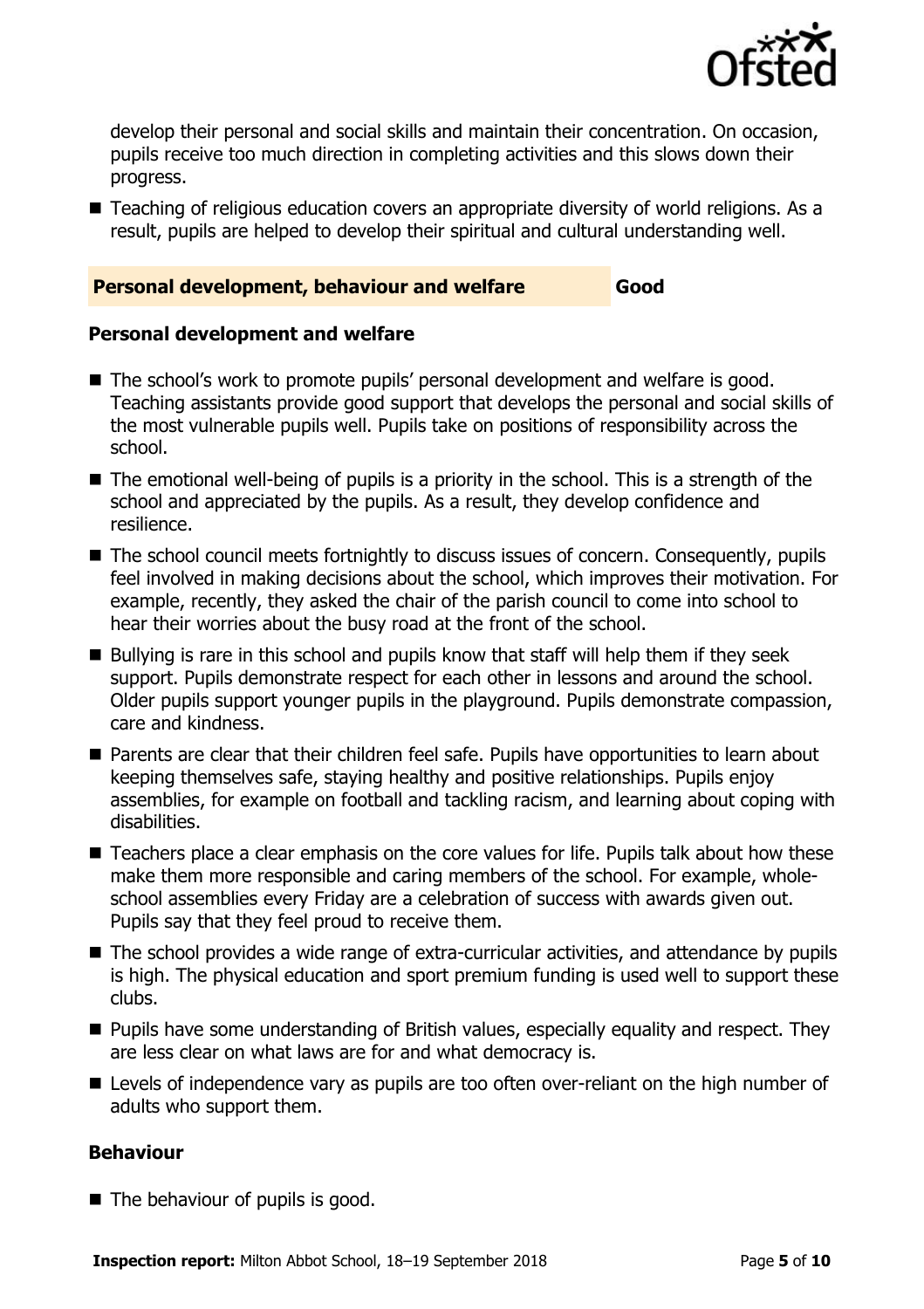develop their personal and social skills and maintain their concentration. On occasion, pupils receive too much direction in completing activities and this slows down their progress.

- Teaching of religious education covers an appropriate diversity of world religions. As a result, pupils are helped to develop their spiritual and cultural understanding well.

## Personal development, behaviour and welfare — Good

### Personal development and welfare

- The school's work to promote pupils' personal development and welfare is good. Teaching assistants provide good support that develops the personal and social skills of the most vulnerable pupils well. Pupils take on positions of responsibility across the school.
- The emotional well-being of pupils is a priority in the school. This is a strength of the school and appreciated by the pupils. As a result, they develop confidence and resilience.
- The school council meets fortnightly to discuss issues of concern. Consequently, pupils feel involved in making decisions about the school, which improves their motivation. For example, recently, they asked the chair of the parish council to come into school to hear their worries about the busy road at the front of the school.
- Bullying is rare in this school and pupils know that staff will help them if they seek support. Pupils demonstrate respect for each other in lessons and around the school. Older pupils support younger pupils in the playground. Pupils demonstrate compassion, care and kindness.
- Parents are clear that their children feel safe. Pupils have opportunities to learn about keeping themselves safe, staying healthy and positive relationships. Pupils enjoy assemblies, for example on football and tackling racism, and learning about coping with disabilities.
- Teachers place a clear emphasis on the core values for life. Pupils talk about how these make them more responsible and caring members of the school. For example, whole-school assemblies every Friday are a celebration of success with awards given out. Pupils say that they feel proud to receive them.
- The school provides a wide range of extra-curricular activities, and attendance by pupils is high. The physical education and sport premium funding is used well to support these clubs.
- Pupils have some understanding of British values, especially equality and respect. They are less clear on what laws are for and what democracy is.
- Levels of independence vary as pupils are too often over-reliant on the high number of adults who support them.

### Behaviour

- The behaviour of pupils is good.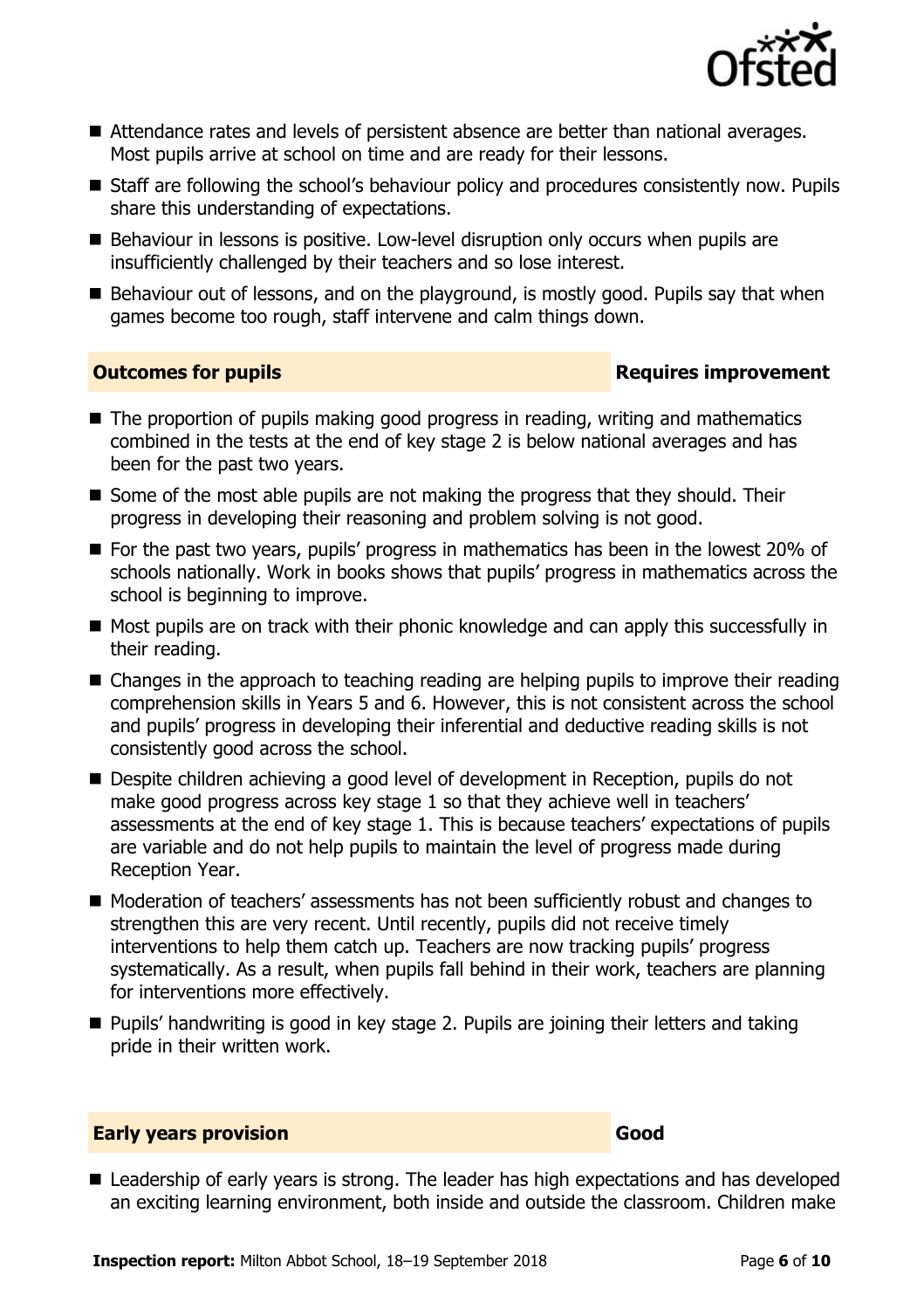- Attendance rates and levels of persistent absence are better than national averages. Most pupils arrive at school on time and are ready for their lessons.
- Staff are following the school's behaviour policy and procedures consistently now. Pupils share this understanding of expectations.
- Behaviour in lessons is positive. Low-level disruption only occurs when pupils are insufficiently challenged by their teachers and so lose interest.
- Behaviour out of lessons, and on the playground, is mostly good. Pupils say that when games become too rough, staff intervene and calm things down.

## Outcomes for pupils — Requires improvement

- The proportion of pupils making good progress in reading, writing and mathematics combined in the tests at the end of key stage 2 is below national averages and has been for the past two years.
- Some of the most able pupils are not making the progress that they should. Their progress in developing their reasoning and problem solving is not good.
- For the past two years, pupils' progress in mathematics has been in the lowest 20% of schools nationally. Work in books shows that pupils' progress in mathematics across the school is beginning to improve.
- Most pupils are on track with their phonic knowledge and can apply this successfully in their reading.
- Changes in the approach to teaching reading are helping pupils to improve their reading comprehension skills in Years 5 and 6. However, this is not consistent across the school and pupils' progress in developing their inferential and deductive reading skills is not consistently good across the school.
- Despite children achieving a good level of development in Reception, pupils do not make good progress across key stage 1 so that they achieve well in teachers' assessments at the end of key stage 1. This is because teachers' expectations of pupils are variable and do not help pupils to maintain the level of progress made during Reception Year.
- Moderation of teachers' assessments has not been sufficiently robust and changes to strengthen this are very recent. Until recently, pupils did not receive timely interventions to help them catch up. Teachers are now tracking pupils' progress systematically. As a result, when pupils fall behind in their work, teachers are planning for interventions more effectively.
- Pupils' handwriting is good in key stage 2. Pupils are joining their letters and taking pride in their written work.

## Early years provision — Good

- Leadership of early years is strong. The leader has high expectations and has developed an exciting learning environment, both inside and outside the classroom. Children make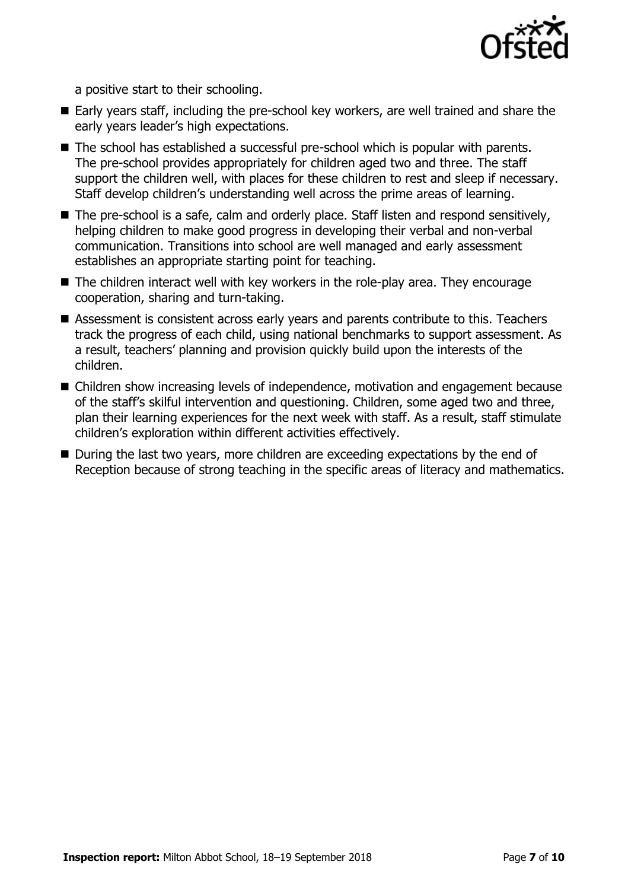a positive start to their schooling.

- Early years staff, including the pre-school key workers, are well trained and share the early years leader's high expectations.
- The school has established a successful pre-school which is popular with parents. The pre-school provides appropriately for children aged two and three. The staff support the children well, with places for these children to rest and sleep if necessary. Staff develop children's understanding well across the prime areas of learning.
- The pre-school is a safe, calm and orderly place. Staff listen and respond sensitively, helping children to make good progress in developing their verbal and non-verbal communication. Transitions into school are well managed and early assessment establishes an appropriate starting point for teaching.
- The children interact well with key workers in the role-play area. They encourage cooperation, sharing and turn-taking.
- Assessment is consistent across early years and parents contribute to this. Teachers track the progress of each child, using national benchmarks to support assessment. As a result, teachers' planning and provision quickly build upon the interests of the children.
- Children show increasing levels of independence, motivation and engagement because of the staff's skilful intervention and questioning. Children, some aged two and three, plan their learning experiences for the next week with staff. As a result, staff stimulate children's exploration within different activities effectively.
- During the last two years, more children are exceeding expectations by the end of Reception because of strong teaching in the specific areas of literacy and mathematics.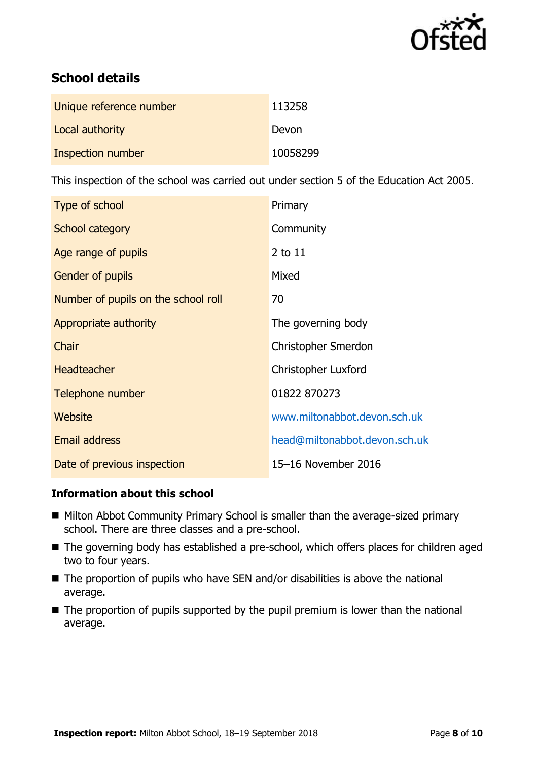## School details

| | |
|---|---|
| Unique reference number | 113258 |
| Local authority | Devon |
| Inspection number | 10058299 |

This inspection of the school was carried out under section 5 of the Education Act 2005.

| | |
|---|---|
| Type of school | Primary |
| School category | Community |
| Age range of pupils | 2 to 11 |
| Gender of pupils | Mixed |
| Number of pupils on the school roll | 70 |
| Appropriate authority | The governing body |
| Chair | Christopher Smerdon |
| Headteacher | Christopher Luxford |
| Telephone number | 01822 870273 |
| Website | www.miltonabbot.devon.sch.uk |
| Email address | head@miltonabbot.devon.sch.uk |
| Date of previous inspection | 15–16 November 2016 |

### Information about this school

- Milton Abbot Community Primary School is smaller than the average-sized primary school. There are three classes and a pre-school.
- The governing body has established a pre-school, which offers places for children aged two to four years.
- The proportion of pupils who have SEN and/or disabilities is above the national average.
- The proportion of pupils supported by the pupil premium is lower than the national average.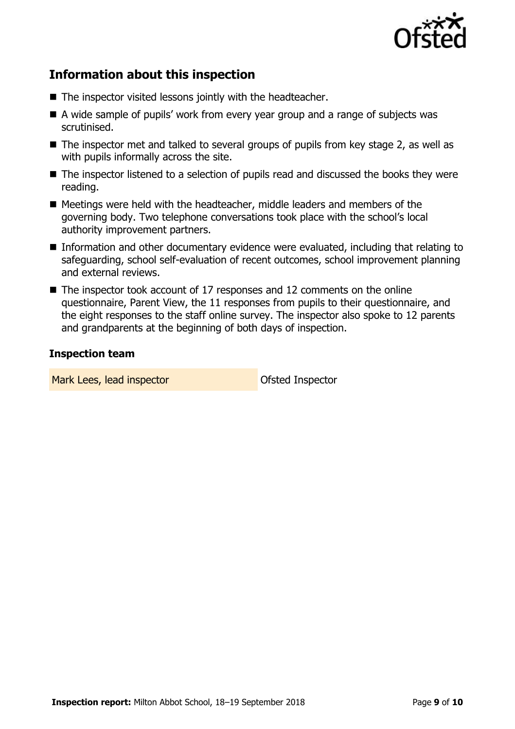## Information about this inspection

- The inspector visited lessons jointly with the headteacher.
- A wide sample of pupils' work from every year group and a range of subjects was scrutinised.
- The inspector met and talked to several groups of pupils from key stage 2, as well as with pupils informally across the site.
- The inspector listened to a selection of pupils read and discussed the books they were reading.
- Meetings were held with the headteacher, middle leaders and members of the governing body. Two telephone conversations took place with the school's local authority improvement partners.
- Information and other documentary evidence were evaluated, including that relating to safeguarding, school self-evaluation of recent outcomes, school improvement planning and external reviews.
- The inspector took account of 17 responses and 12 comments on the online questionnaire, Parent View, the 11 responses from pupils to their questionnaire, and the eight responses to the staff online survey. The inspector also spoke to 12 parents and grandparents at the beginning of both days of inspection.

### Inspection team

| | |
|---|---|
| Mark Lees, lead inspector | Ofsted Inspector |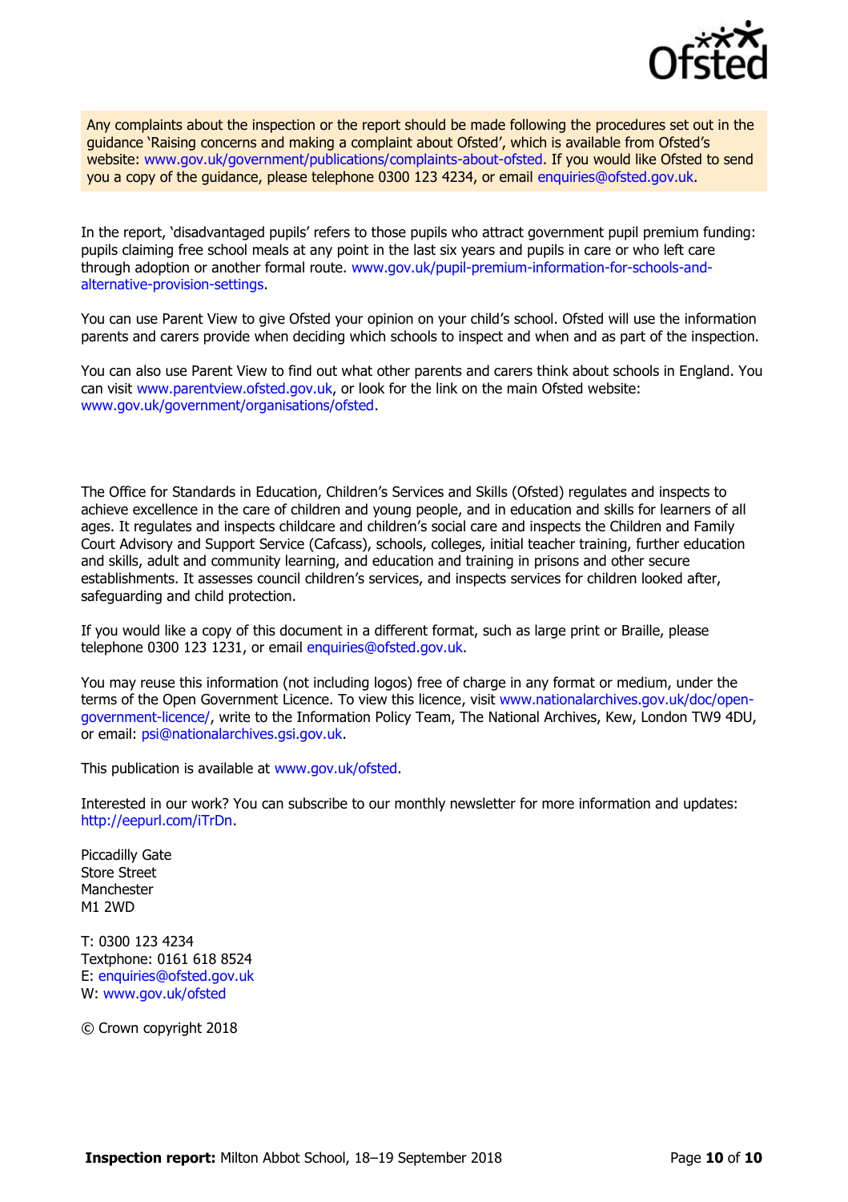Any complaints about the inspection or the report should be made following the procedures set out in the guidance 'Raising concerns and making a complaint about Ofsted', which is available from Ofsted's website: www.gov.uk/government/publications/complaints-about-ofsted. If you would like Ofsted to send you a copy of the guidance, please telephone 0300 123 4234, or email enquiries@ofsted.gov.uk.

In the report, 'disadvantaged pupils' refers to those pupils who attract government pupil premium funding: pupils claiming free school meals at any point in the last six years and pupils in care or who left care through adoption or another formal route. www.gov.uk/pupil-premium-information-for-schools-and-alternative-provision-settings.

You can use Parent View to give Ofsted your opinion on your child's school. Ofsted will use the information parents and carers provide when deciding which schools to inspect and when and as part of the inspection.

You can also use Parent View to find out what other parents and carers think about schools in England. You can visit www.parentview.ofsted.gov.uk, or look for the link on the main Ofsted website: www.gov.uk/government/organisations/ofsted.

The Office for Standards in Education, Children's Services and Skills (Ofsted) regulates and inspects to achieve excellence in the care of children and young people, and in education and skills for learners of all ages. It regulates and inspects childcare and children's social care and inspects the Children and Family Court Advisory and Support Service (Cafcass), schools, colleges, initial teacher training, further education and skills, adult and community learning, and education and training in prisons and other secure establishments. It assesses council children's services, and inspects services for children looked after, safeguarding and child protection.

If you would like a copy of this document in a different format, such as large print or Braille, please telephone 0300 123 1231, or email enquiries@ofsted.gov.uk.

You may reuse this information (not including logos) free of charge in any format or medium, under the terms of the Open Government Licence. To view this licence, visit www.nationalarchives.gov.uk/doc/open-government-licence/, write to the Information Policy Team, The National Archives, Kew, London TW9 4DU, or email: psi@nationalarchives.gsi.gov.uk.

This publication is available at www.gov.uk/ofsted.

Interested in our work? You can subscribe to our monthly newsletter for more information and updates: http://eepurl.com/iTrDn.

Piccadilly Gate
Store Street
Manchester
M1 2WD

T: 0300 123 4234
Textphone: 0161 618 8524
E: enquiries@ofsted.gov.uk
W: www.gov.uk/ofsted

© Crown copyright 2018